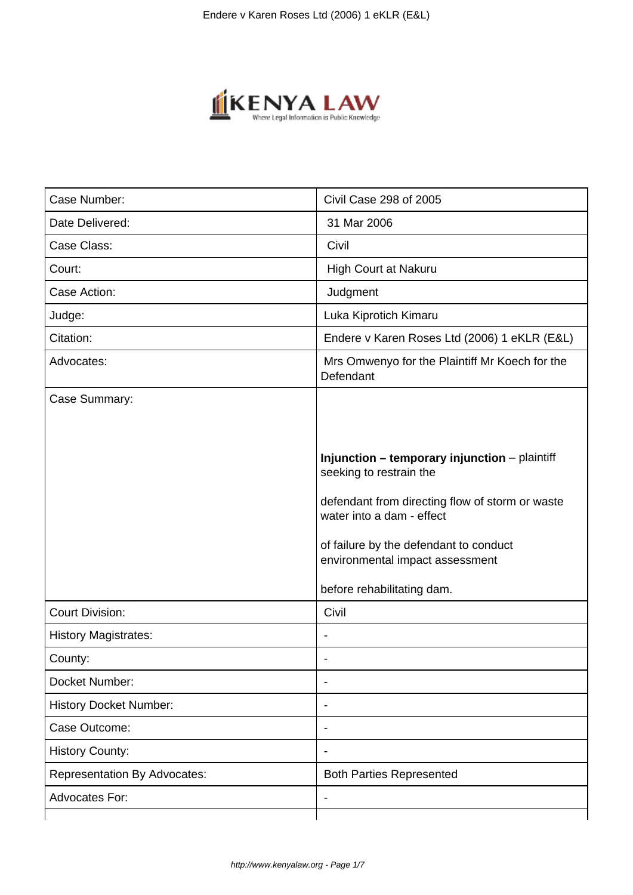| Case Number: | Civil Case 298 of 2005 |
|---|---|
| Date Delivered: | 31 Mar 2006 |
| Case Class: | Civil |
| Court: | High Court at Nakuru |
| Case Action: | Judgment |
| Judge: | Luka Kiprotich Kimaru |
| Citation: | Endere v Karen Roses Ltd (2006) 1 eKLR (E&L) |
| Advocates: | Mrs Omwenyo for the Plaintiff Mr Koech for the Defendant |
| Case Summary: | **Injunction – temporary injunction** – plaintiff seeking to restrain the defendant from directing flow of storm or waste water into a dam - effect of failure by the defendant to conduct environmental impact assessment before rehabilitating dam. |
| Court Division: | Civil |
| History Magistrates: | - |
| County: | - |
| Docket Number: | - |
| History Docket Number: | - |
| Case Outcome: | - |
| History County: | - |
| Representation By Advocates: | Both Parties Represented |
| Advocates For: | - |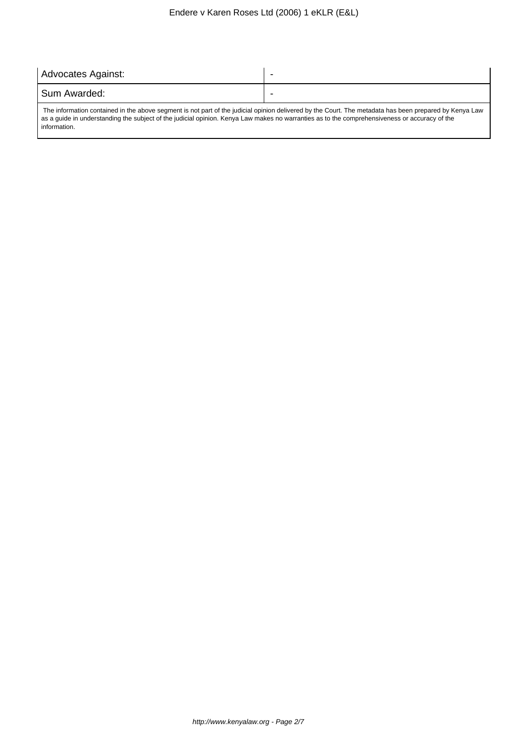| Advocates Against: | - |
| --- | --- |
| Sum Awarded: | - |

The information contained in the above segment is not part of the judicial opinion delivered by the Court. The metadata has been prepared by Kenya Law as a guide in understanding the subject of the judicial opinion. Kenya Law makes no warranties as to the comprehensiveness or accuracy of the information.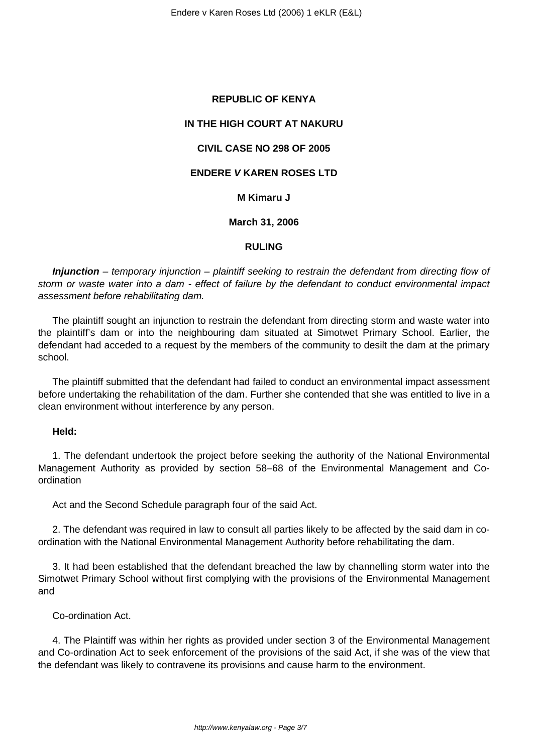**REPUBLIC OF KENYA**

**IN THE HIGH COURT AT NAKURU**

**CIVIL CASE NO 298 OF 2005**

**ENDERE *V* KAREN ROSES LTD**

**M Kimaru J**

**March 31, 2006**

**RULING**

***Injunction*** *– temporary injunction – plaintiff seeking to restrain the defendant from directing flow of storm or waste water into a dam - effect of failure by the defendant to conduct environmental impact assessment before rehabilitating dam.*

The plaintiff sought an injunction to restrain the defendant from directing storm and waste water into the plaintiff's dam or into the neighbouring dam situated at Simotwet Primary School. Earlier, the defendant had acceded to a request by the members of the community to desilt the dam at the primary school.

The plaintiff submitted that the defendant had failed to conduct an environmental impact assessment before undertaking the rehabilitation of the dam. Further she contended that she was entitled to live in a clean environment without interference by any person.

**Held:**

1. The defendant undertook the project before seeking the authority of the National Environmental Management Authority as provided by section 58–68 of the Environmental Management and Co-ordination

Act and the Second Schedule paragraph four of the said Act.

2. The defendant was required in law to consult all parties likely to be affected by the said dam in co-ordination with the National Environmental Management Authority before rehabilitating the dam.

3. It had been established that the defendant breached the law by channelling storm water into the Simotwet Primary School without first complying with the provisions of the Environmental Management and

Co-ordination Act.

4. The Plaintiff was within her rights as provided under section 3 of the Environmental Management and Co-ordination Act to seek enforcement of the provisions of the said Act, if she was of the view that the defendant was likely to contravene its provisions and cause harm to the environment.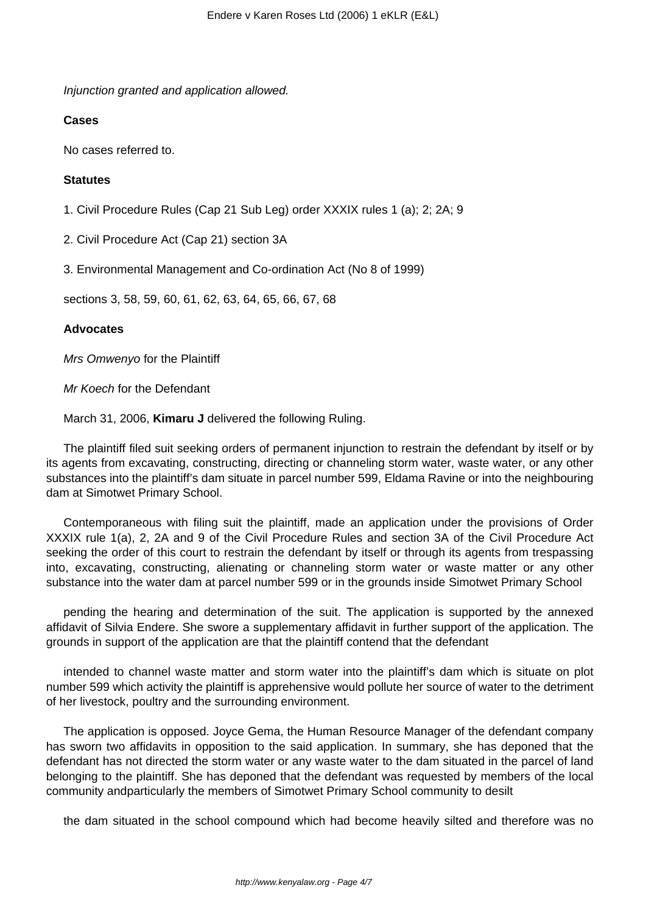*Injunction granted and application allowed.*

**Cases**

No cases referred to.

**Statutes**

1. Civil Procedure Rules (Cap 21 Sub Leg) order XXXIX rules 1 (a); 2; 2A; 9

2. Civil Procedure Act (Cap 21) section 3A

3. Environmental Management and Co-ordination Act (No 8 of 1999)

sections 3, 58, 59, 60, 61, 62, 63, 64, 65, 66, 67, 68

**Advocates**

*Mrs Omwenyo* for the Plaintiff

*Mr Koech* for the Defendant

March 31, 2006, **Kimaru J** delivered the following Ruling.

The plaintiff filed suit seeking orders of permanent injunction to restrain the defendant by itself or by its agents from excavating, constructing, directing or channeling storm water, waste water, or any other substances into the plaintiff's dam situate in parcel number 599, Eldama Ravine or into the neighbouring dam at Simotwet Primary School.

Contemporaneous with filing suit the plaintiff, made an application under the provisions of Order XXXIX rule 1(a), 2, 2A and 9 of the Civil Procedure Rules and section 3A of the Civil Procedure Act seeking the order of this court to restrain the defendant by itself or through its agents from trespassing into, excavating, constructing, alienating or channeling storm water or waste matter or any other substance into the water dam at parcel number 599 or in the grounds inside Simotwet Primary School

pending the hearing and determination of the suit. The application is supported by the annexed affidavit of Silvia Endere. She swore a supplementary affidavit in further support of the application. The grounds in support of the application are that the plaintiff contend that the defendant

intended to channel waste matter and storm water into the plaintiff's dam which is situate on plot number 599 which activity the plaintiff is apprehensive would pollute her source of water to the detriment of her livestock, poultry and the surrounding environment.

The application is opposed. Joyce Gema, the Human Resource Manager of the defendant company has sworn two affidavits in opposition to the said application. In summary, she has deponed that the defendant has not directed the storm water or any waste water to the dam situated in the parcel of land belonging to the plaintiff. She has deponed that the defendant was requested by members of the local community andparticularly the members of Simotwet Primary School community to desilt

the dam situated in the school compound which had become heavily silted and therefore was no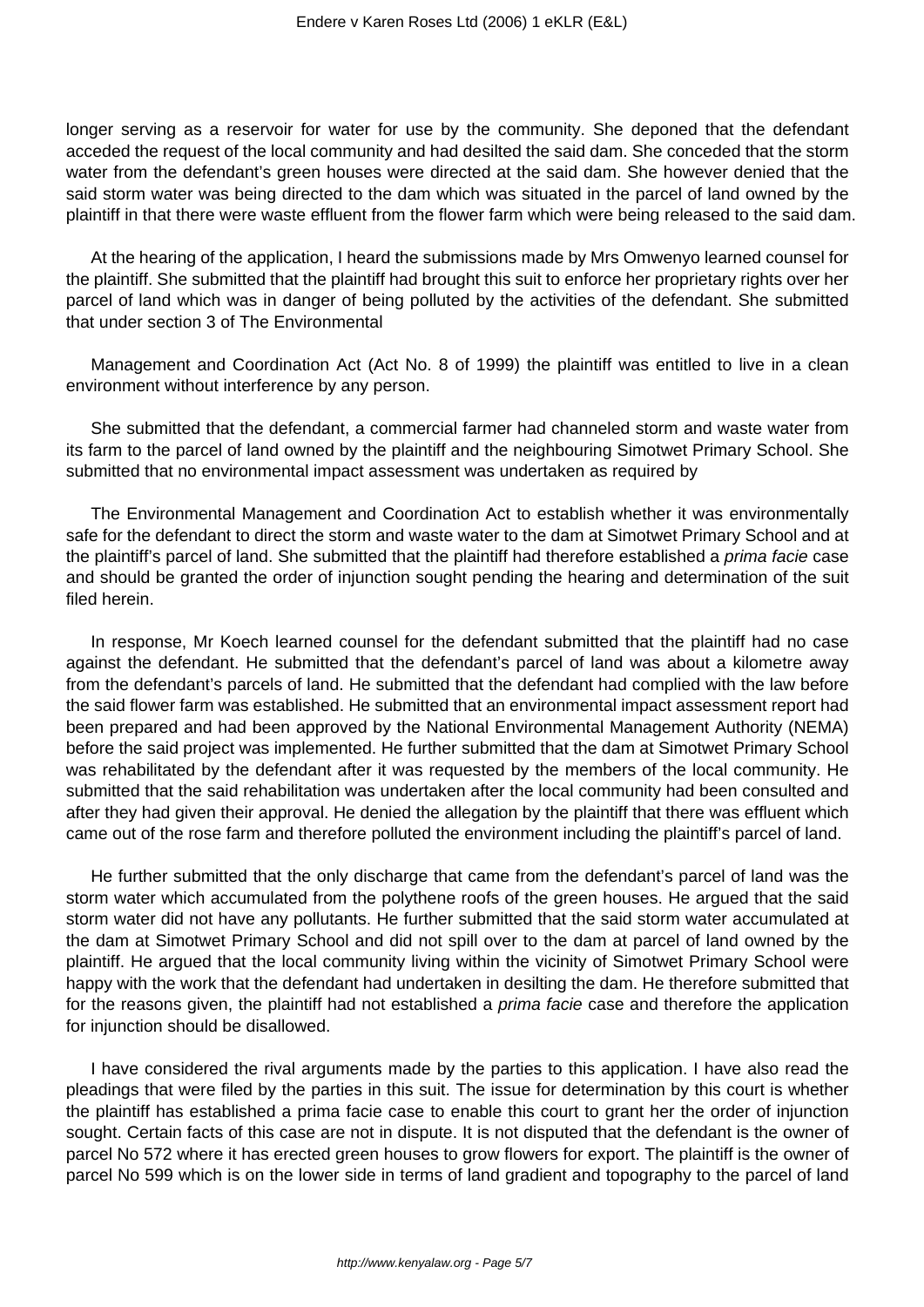longer serving as a reservoir for water for use by the community. She deponed that the defendant acceded the request of the local community and had desilted the said dam. She conceded that the storm water from the defendant's green houses were directed at the said dam. She however denied that the said storm water was being directed to the dam which was situated in the parcel of land owned by the plaintiff in that there were waste effluent from the flower farm which were being released to the said dam.

At the hearing of the application, I heard the submissions made by Mrs Omwenyo learned counsel for the plaintiff. She submitted that the plaintiff had brought this suit to enforce her proprietary rights over her parcel of land which was in danger of being polluted by the activities of the defendant. She submitted that under section 3 of The Environmental

Management and Coordination Act (Act No. 8 of 1999) the plaintiff was entitled to live in a clean environment without interference by any person.

She submitted that the defendant, a commercial farmer had channeled storm and waste water from its farm to the parcel of land owned by the plaintiff and the neighbouring Simotwet Primary School. She submitted that no environmental impact assessment was undertaken as required by

The Environmental Management and Coordination Act to establish whether it was environmentally safe for the defendant to direct the storm and waste water to the dam at Simotwet Primary School and at the plaintiff's parcel of land. She submitted that the plaintiff had therefore established a *prima facie* case and should be granted the order of injunction sought pending the hearing and determination of the suit filed herein.

In response, Mr Koech learned counsel for the defendant submitted that the plaintiff had no case against the defendant. He submitted that the defendant's parcel of land was about a kilometre away from the defendant's parcels of land. He submitted that the defendant had complied with the law before the said flower farm was established. He submitted that an environmental impact assessment report had been prepared and had been approved by the National Environmental Management Authority (NEMA) before the said project was implemented. He further submitted that the dam at Simotwet Primary School was rehabilitated by the defendant after it was requested by the members of the local community. He submitted that the said rehabilitation was undertaken after the local community had been consulted and after they had given their approval. He denied the allegation by the plaintiff that there was effluent which came out of the rose farm and therefore polluted the environment including the plaintiff's parcel of land.

He further submitted that the only discharge that came from the defendant's parcel of land was the storm water which accumulated from the polythene roofs of the green houses. He argued that the said storm water did not have any pollutants. He further submitted that the said storm water accumulated at the dam at Simotwet Primary School and did not spill over to the dam at parcel of land owned by the plaintiff. He argued that the local community living within the vicinity of Simotwet Primary School were happy with the work that the defendant had undertaken in desilting the dam. He therefore submitted that for the reasons given, the plaintiff had not established a *prima facie* case and therefore the application for injunction should be disallowed.

I have considered the rival arguments made by the parties to this application. I have also read the pleadings that were filed by the parties in this suit. The issue for determination by this court is whether the plaintiff has established a prima facie case to enable this court to grant her the order of injunction sought. Certain facts of this case are not in dispute. It is not disputed that the defendant is the owner of parcel No 572 where it has erected green houses to grow flowers for export. The plaintiff is the owner of parcel No 599 which is on the lower side in terms of land gradient and topography to the parcel of land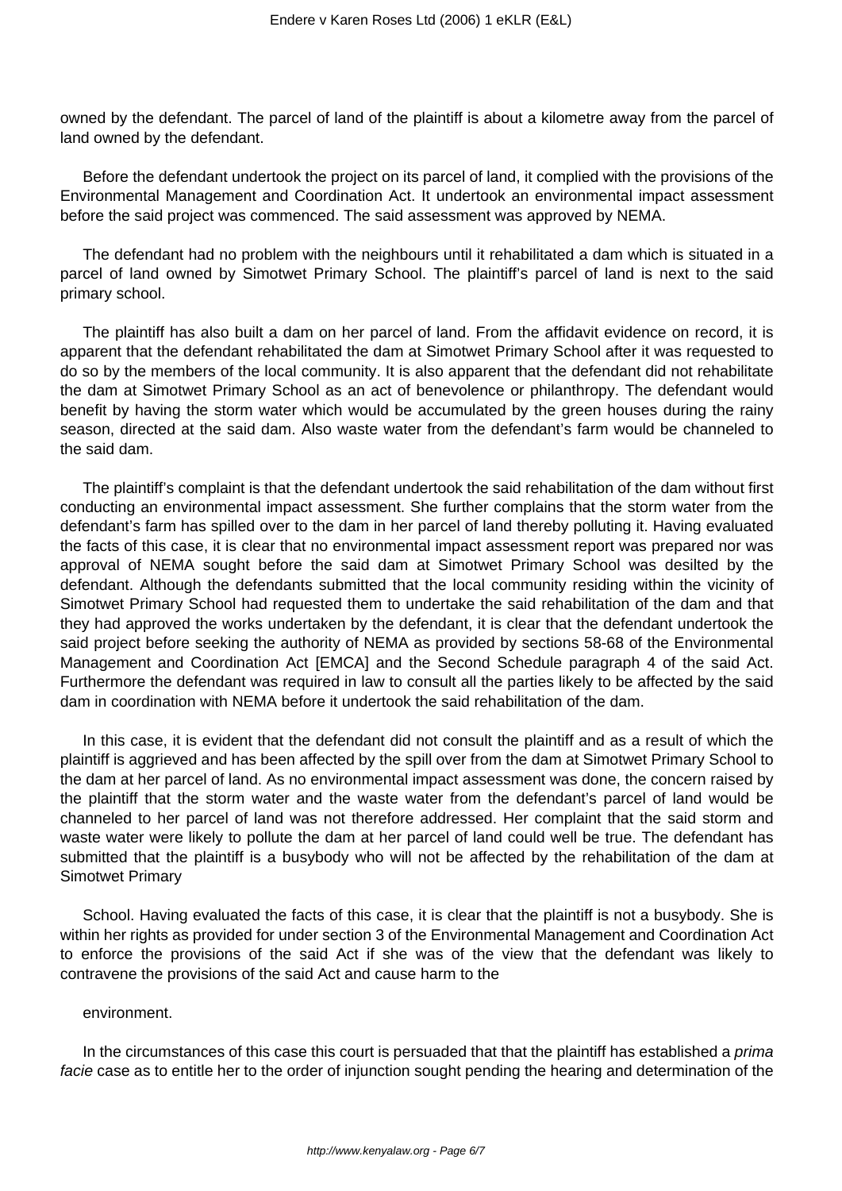owned by the defendant. The parcel of land of the plaintiff is about a kilometre away from the parcel of land owned by the defendant.

Before the defendant undertook the project on its parcel of land, it complied with the provisions of the Environmental Management and Coordination Act. It undertook an environmental impact assessment before the said project was commenced. The said assessment was approved by NEMA.

The defendant had no problem with the neighbours until it rehabilitated a dam which is situated in a parcel of land owned by Simotwet Primary School. The plaintiff's parcel of land is next to the said primary school.

The plaintiff has also built a dam on her parcel of land. From the affidavit evidence on record, it is apparent that the defendant rehabilitated the dam at Simotwet Primary School after it was requested to do so by the members of the local community. It is also apparent that the defendant did not rehabilitate the dam at Simotwet Primary School as an act of benevolence or philanthropy. The defendant would benefit by having the storm water which would be accumulated by the green houses during the rainy season, directed at the said dam. Also waste water from the defendant's farm would be channeled to the said dam.

The plaintiff's complaint is that the defendant undertook the said rehabilitation of the dam without first conducting an environmental impact assessment. She further complains that the storm water from the defendant's farm has spilled over to the dam in her parcel of land thereby polluting it. Having evaluated the facts of this case, it is clear that no environmental impact assessment report was prepared nor was approval of NEMA sought before the said dam at Simotwet Primary School was desilted by the defendant. Although the defendants submitted that the local community residing within the vicinity of Simotwet Primary School had requested them to undertake the said rehabilitation of the dam and that they had approved the works undertaken by the defendant, it is clear that the defendant undertook the said project before seeking the authority of NEMA as provided by sections 58-68 of the Environmental Management and Coordination Act [EMCA] and the Second Schedule paragraph 4 of the said Act. Furthermore the defendant was required in law to consult all the parties likely to be affected by the said dam in coordination with NEMA before it undertook the said rehabilitation of the dam.

In this case, it is evident that the defendant did not consult the plaintiff and as a result of which the plaintiff is aggrieved and has been affected by the spill over from the dam at Simotwet Primary School to the dam at her parcel of land. As no environmental impact assessment was done, the concern raised by the plaintiff that the storm water and the waste water from the defendant's parcel of land would be channeled to her parcel of land was not therefore addressed. Her complaint that the said storm and waste water were likely to pollute the dam at her parcel of land could well be true. The defendant has submitted that the plaintiff is a busybody who will not be affected by the rehabilitation of the dam at Simotwet Primary School. Having evaluated the facts of this case, it is clear that the plaintiff is not a busybody. She is within her rights as provided for under section 3 of the Environmental Management and Coordination Act to enforce the provisions of the said Act if she was of the view that the defendant was likely to contravene the provisions of the said Act and cause harm to the environment.

In the circumstances of this case this court is persuaded that that the plaintiff has established a *prima facie* case as to entitle her to the order of injunction sought pending the hearing and determination of the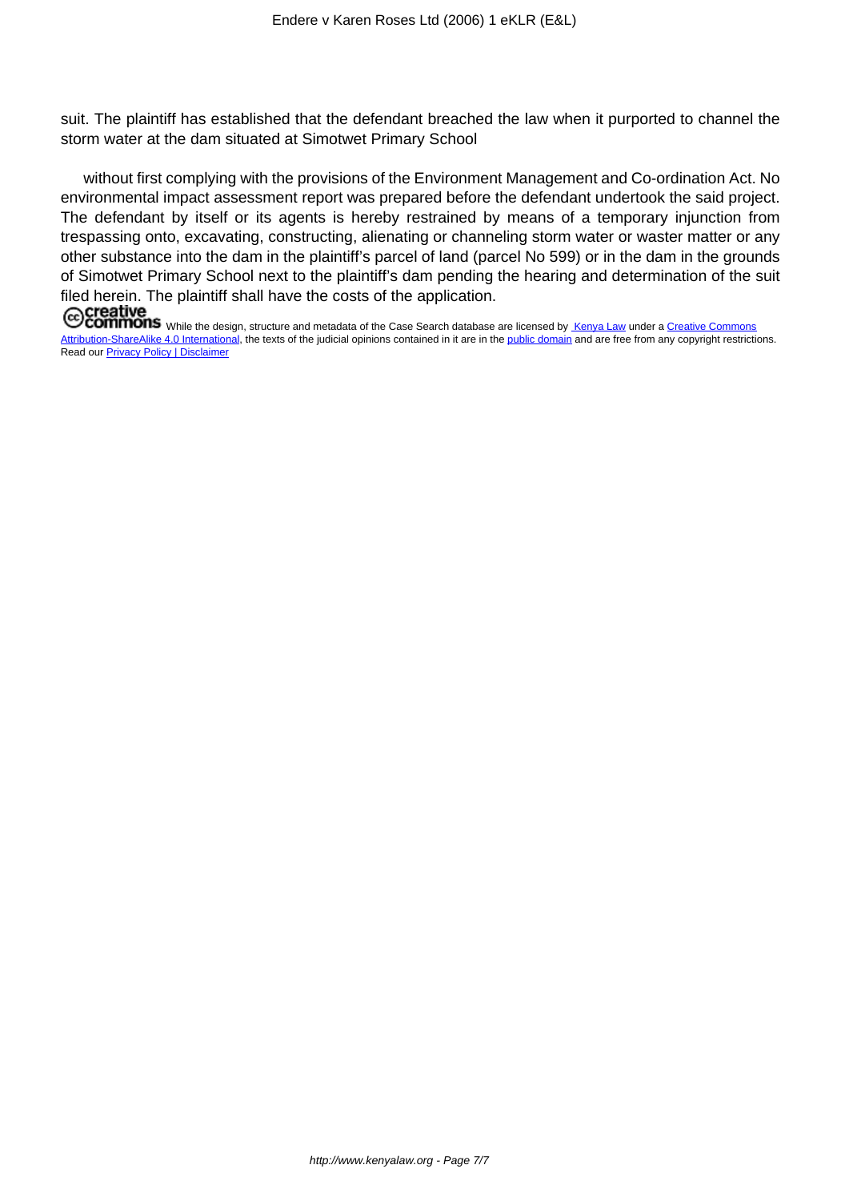suit. The plaintiff has established that the defendant breached the law when it purported to channel the storm water at the dam situated at Simotwet Primary School

without first complying with the provisions of the Environment Management and Co-ordination Act. No environmental impact assessment report was prepared before the defendant undertook the said project. The defendant by itself or its agents is hereby restrained by means of a temporary injunction from trespassing onto, excavating, constructing, alienating or channeling storm water or waster matter or any other substance into the dam in the plaintiff's parcel of land (parcel No 599) or in the dam in the grounds of Simotwet Primary School next to the plaintiff's dam pending the hearing and determination of the suit filed herein. The plaintiff shall have the costs of the application.

creative commons While the design, structure and metadata of the Case Search database are licensed by Kenya Law under a Creative Commons Attribution-ShareAlike 4.0 International, the texts of the judicial opinions contained in it are in the public domain and are free from any copyright restrictions. Read our Privacy Policy | Disclaimer